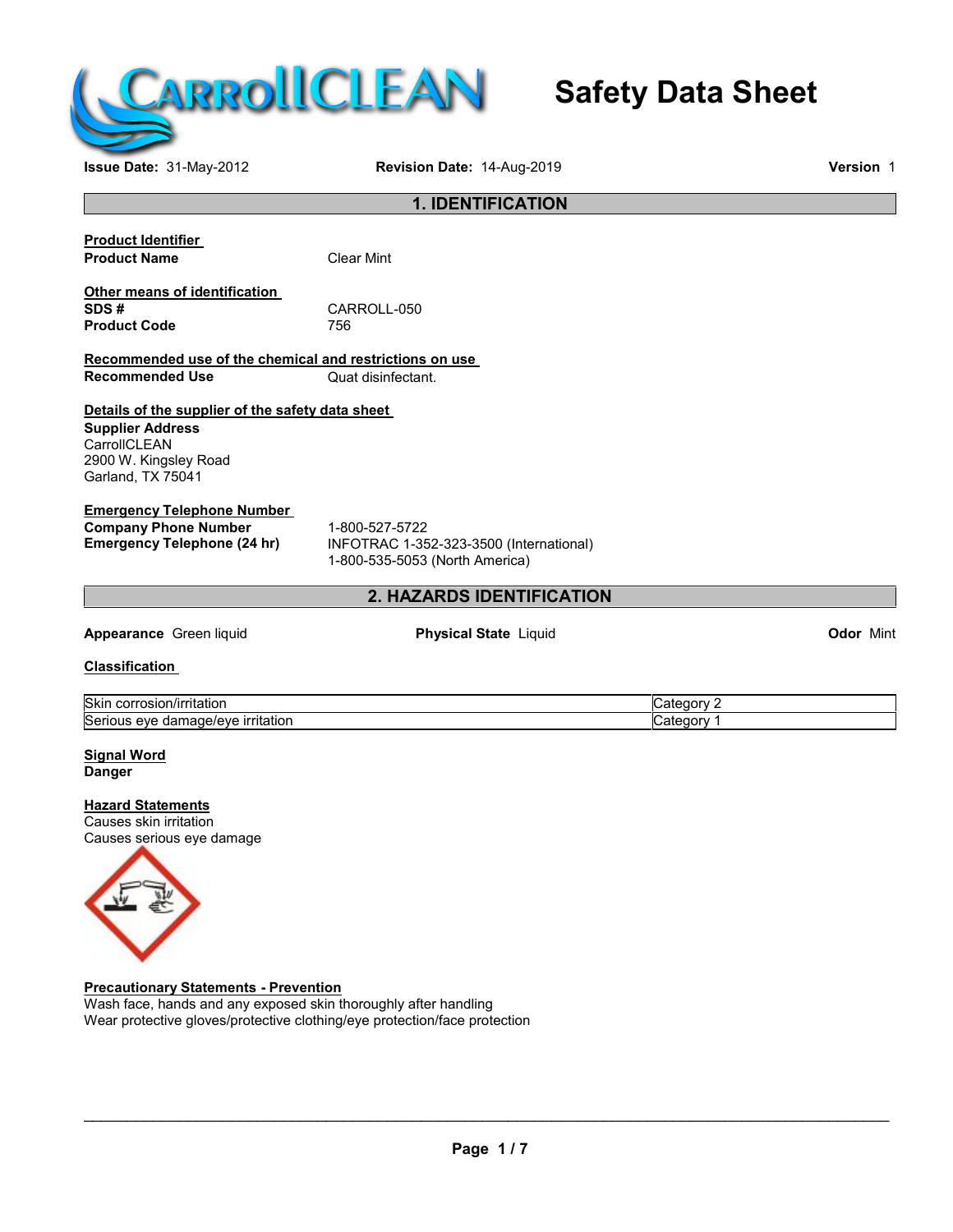# Safety Data Sheet

**Issue Date:** 31-May-2012 **Revision Date:** 14-Aug-2019 **Version** 1

## 1. IDENTIFICATION

**Product Identifier**

**Product Name** Clear Mint

**Other means of identification**

**SDS #** CARROLL-050

**Product Code** 756

**Recommended use of the chemical and restrictions on use**

**Recommended Use** Quat disinfectant.

**Details of the supplier of the safety data sheet**

**Supplier Address**
CarrollCLEAN
2900 W. Kingsley Road
Garland, TX 75041

**Emergency Telephone Number**

**Company Phone Number** 1-800-527-5722

**Emergency Telephone (24 hr)** INFOTRAC 1-352-323-3500 (International)
1-800-535-5053 (North America)

## 2. HAZARDS IDENTIFICATION

**Appearance** Green liquid **Physical State** Liquid **Odor** Mint

**Classification**

| | |
|---|---|
| Skin corrosion/irritation | Category 2 |
| Serious eye damage/eye irritation | Category 1 |

**Signal Word**
**Danger**

**Hazard Statements**
Causes skin irritation
Causes serious eye damage

**Precautionary Statements - Prevention**
Wash face, hands and any exposed skin thoroughly after handling
Wear protective gloves/protective clothing/eye protection/face protection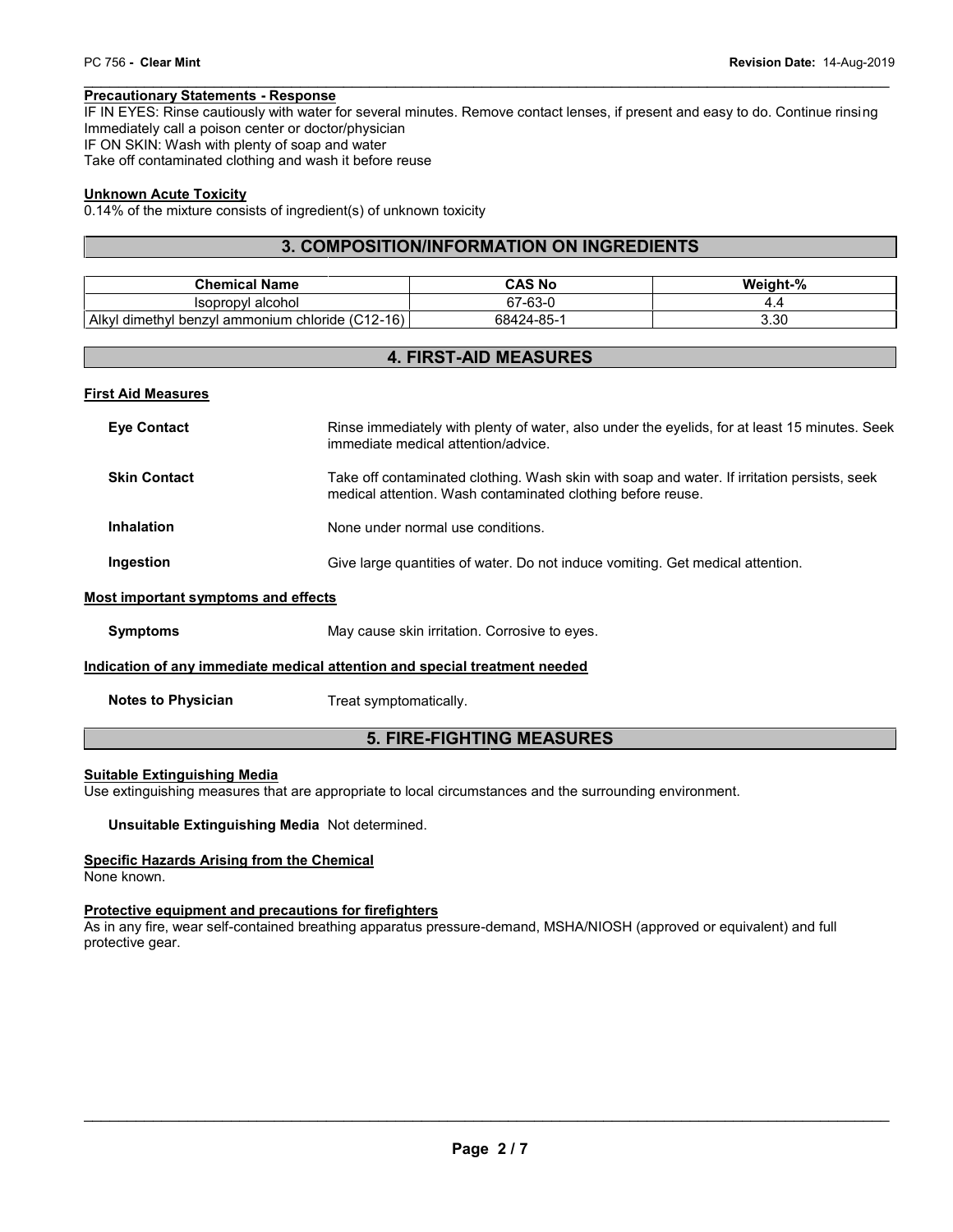**Precautionary Statements - Response**

IF IN EYES: Rinse cautiously with water for several minutes. Remove contact lenses, if present and easy to do. Continue rinsing
Immediately call a poison center or doctor/physician
IF ON SKIN: Wash with plenty of soap and water
Take off contaminated clothing and wash it before reuse

**Unknown Acute Toxicity**

0.14% of the mixture consists of ingredient(s) of unknown toxicity

## 3. COMPOSITION/INFORMATION ON INGREDIENTS

| Chemical Name | CAS No | Weight-% |
|---|---|---|
| Isopropyl alcohol | 67-63-0 | 4.4 |
| Alkyl dimethyl benzyl ammonium chloride (C12-16) | 68424-85-1 | 3.30 |

## 4. FIRST-AID MEASURES

**First Aid Measures**

**Eye Contact**: Rinse immediately with plenty of water, also under the eyelids, for at least 15 minutes. Seek immediate medical attention/advice.

**Skin Contact**: Take off contaminated clothing. Wash skin with soap and water. If irritation persists, seek medical attention. Wash contaminated clothing before reuse.

**Inhalation**: None under normal use conditions.

**Ingestion**: Give large quantities of water. Do not induce vomiting. Get medical attention.

**Most important symptoms and effects**

**Symptoms**: May cause skin irritation. Corrosive to eyes.

**Indication of any immediate medical attention and special treatment needed**

**Notes to Physician**: Treat symptomatically.

## 5. FIRE-FIGHTING MEASURES

**Suitable Extinguishing Media**

Use extinguishing measures that are appropriate to local circumstances and the surrounding environment.

**Unsuitable Extinguishing Media** Not determined.

**Specific Hazards Arising from the Chemical**

None known.

**Protective equipment and precautions for firefighters**

As in any fire, wear self-contained breathing apparatus pressure-demand, MSHA/NIOSH (approved or equivalent) and full protective gear.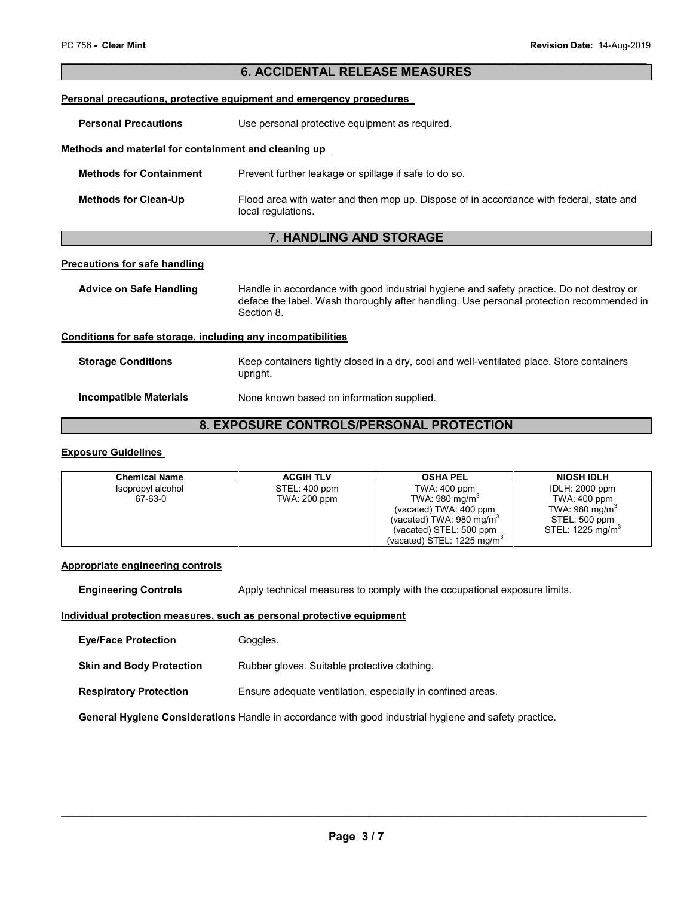## 6. ACCIDENTAL RELEASE MEASURES

**Personal precautions, protective equipment and emergency procedures**

**Personal Precautions** Use personal protective equipment as required.

**Methods and material for containment and cleaning up**

**Methods for Containment** Prevent further leakage or spillage if safe to do so.

**Methods for Clean-Up** Flood area with water and then mop up. Dispose of in accordance with federal, state and local regulations.

## 7. HANDLING AND STORAGE

**Precautions for safe handling**

**Advice on Safe Handling** Handle in accordance with good industrial hygiene and safety practice. Do not destroy or deface the label. Wash thoroughly after handling. Use personal protection recommended in Section 8.

**Conditions for safe storage, including any incompatibilities**

**Storage Conditions** Keep containers tightly closed in a dry, cool and well-ventilated place. Store containers upright.

**Incompatible Materials** None known based on information supplied.

## 8. EXPOSURE CONTROLS/PERSONAL PROTECTION

**Exposure Guidelines**

| Chemical Name | ACGIH TLV | OSHA PEL | NIOSH IDLH |
|---|---|---|---|
| Isopropyl alcohol<br>67-63-0 | STEL: 400 ppm<br>TWA: 200 ppm | TWA: 400 ppm<br>TWA: 980 $mg/m^3$<br>(vacated) TWA: 400 ppm<br>(vacated) TWA: 980 $mg/m^3$<br>(vacated) STEL: 500 ppm<br>(vacated) STEL: 1225 $mg/m^3$ | IDLH: 2000 ppm<br>TWA: 400 ppm<br>TWA: 980 $mg/m^3$<br>STEL: 500 ppm<br>STEL: 1225 $mg/m^3$ |

**Appropriate engineering controls**

**Engineering Controls** Apply technical measures to comply with the occupational exposure limits.

**Individual protection measures, such as personal protective equipment**

**Eye/Face Protection** Goggles.

**Skin and Body Protection** Rubber gloves. Suitable protective clothing.

**Respiratory Protection** Ensure adequate ventilation, especially in confined areas.

**General Hygiene Considerations** Handle in accordance with good industrial hygiene and safety practice.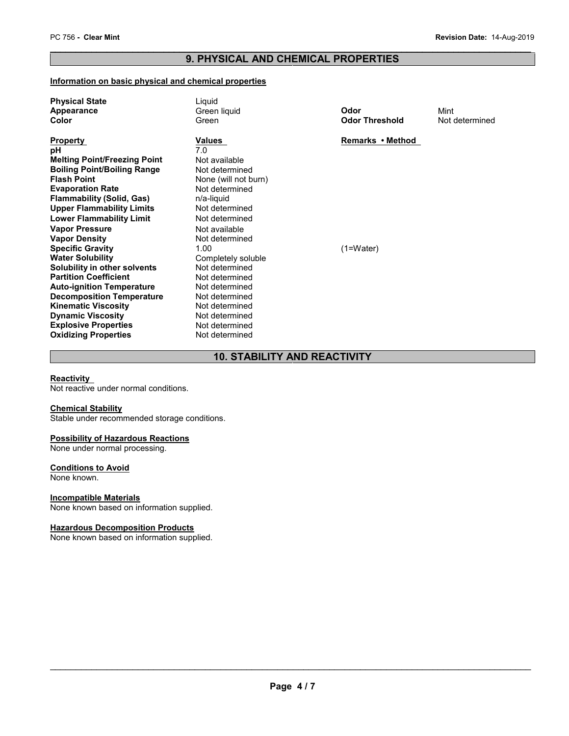## 9. PHYSICAL AND CHEMICAL PROPERTIES

**Information on basic physical and chemical properties**

| | | | |
|---|---|---|---|
| **Physical State** | Liquid | | |
| **Appearance** | Green liquid | **Odor** | Mint |
| **Color** | Green | **Odor Threshold** | Not determined |

| **Property** | **Values** | **Remarks • Method** |
|---|---|---|
| **pH** | 7.0 | |
| **Melting Point/Freezing Point** | Not available | |
| **Boiling Point/Boiling Range** | Not determined | |
| **Flash Point** | None (will not burn) | |
| **Evaporation Rate** | Not determined | |
| **Flammability (Solid, Gas)** | n/a-liquid | |
| **Upper Flammability Limits** | Not determined | |
| **Lower Flammability Limit** | Not determined | |
| **Vapor Pressure** | Not available | |
| **Vapor Density** | Not determined | |
| **Specific Gravity** | 1.00 | (1=Water) |
| **Water Solubility** | Completely soluble | |
| **Solubility in other solvents** | Not determined | |
| **Partition Coefficient** | Not determined | |
| **Auto-ignition Temperature** | Not determined | |
| **Decomposition Temperature** | Not determined | |
| **Kinematic Viscosity** | Not determined | |
| **Dynamic Viscosity** | Not determined | |
| **Explosive Properties** | Not determined | |
| **Oxidizing Properties** | Not determined | |

## 10. STABILITY AND REACTIVITY

**Reactivity**

Not reactive under normal conditions.

**Chemical Stability**

Stable under recommended storage conditions.

**Possibility of Hazardous Reactions**

None under normal processing.

**Conditions to Avoid**

None known.

**Incompatible Materials**

None known based on information supplied.

**Hazardous Decomposition Products**

None known based on information supplied.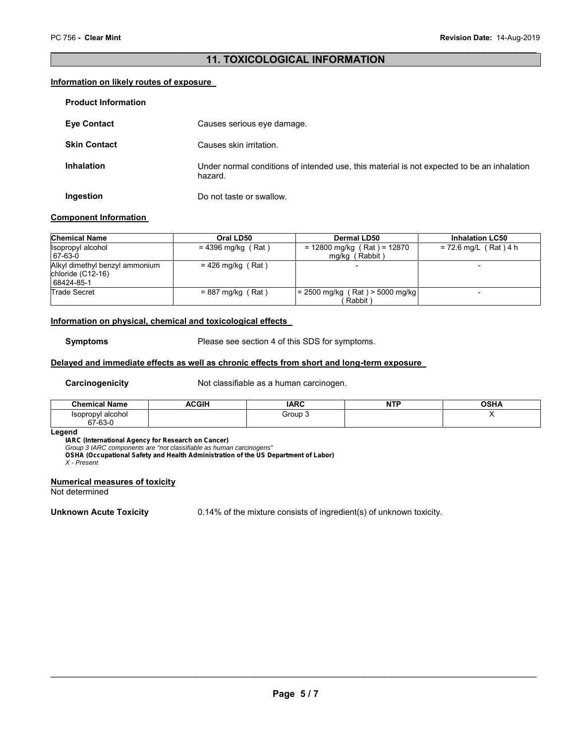## 11. TOXICOLOGICAL INFORMATION

### Information on likely routes of exposure

**Product Information**

**Eye Contact** Causes serious eye damage.

**Skin Contact** Causes skin irritation.

**Inhalation** Under normal conditions of intended use, this material is not expected to be an inhalation hazard.

**Ingestion** Do not taste or swallow.

### Component Information

| Chemical Name | Oral LD50 | Dermal LD50 | Inhalation LC50 |
|---|---|---|---|
| Isopropyl alcohol 67-63-0 | = 4396 mg/kg ( Rat ) | = 12800 mg/kg ( Rat ) = 12870 mg/kg ( Rabbit ) | = 72.6 mg/L ( Rat ) 4 h |
| Alkyl dimethyl benzyl ammonium chloride (C12-16) 68424-85-1 | = 426 mg/kg ( Rat ) | - | - |
| Trade Secret | = 887 mg/kg ( Rat ) | = 2500 mg/kg ( Rat ) > 5000 mg/kg ( Rabbit ) | - |

### Information on physical, chemical and toxicological effects

**Symptoms** Please see section 4 of this SDS for symptoms.

### Delayed and immediate effects as well as chronic effects from short and long-term exposure

**Carcinogenicity** Not classifiable as a human carcinogen.

| Chemical Name | ACGIH | IARC | NTP | OSHA |
|---|---|---|---|---|
| Isopropyl alcohol 67-63-0 | | Group 3 | | X |

**Legend**

**IARC (International Agency for Research on Cancer)**
*Group 3 IARC components are "not classifiable as human carcinogens"*
**OSHA (Occupational Safety and Health Administration of the US Department of Labor)**
*X - Present*

### Numerical measures of toxicity

Not determined

**Unknown Acute Toxicity** 0.14% of the mixture consists of ingredient(s) of unknown toxicity.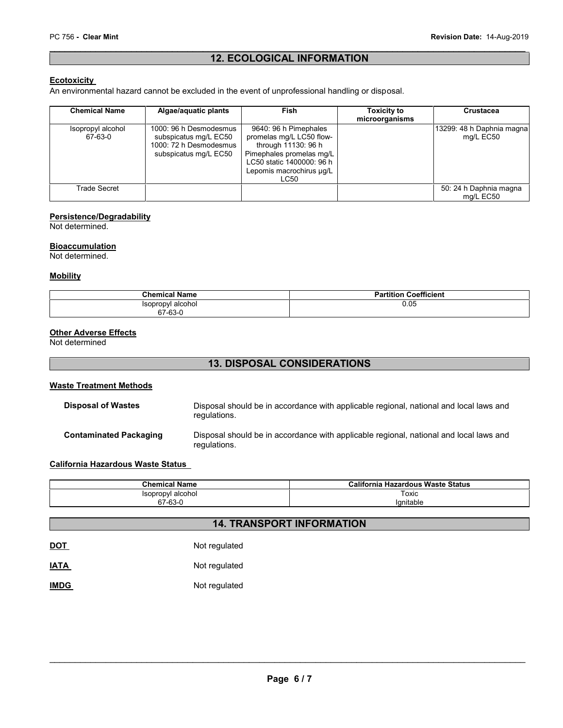## 12. ECOLOGICAL INFORMATION

### Ecotoxicity

An environmental hazard cannot be excluded in the event of unprofessional handling or disposal.

| Chemical Name | Algae/aquatic plants | Fish | Toxicity to microorganisms | Crustacea |
|---|---|---|---|---|
| Isopropyl alcohol 67-63-0 | 1000: 96 h Desmodesmus subspicatus mg/L EC50 1000: 72 h Desmodesmus subspicatus mg/L EC50 | 9640: 96 h Pimephales promelas mg/L LC50 flow-through 11130: 96 h Pimephales promelas mg/L LC50 static 1400000: 96 h Lepomis macrochirus µg/L LC50 | | 13299: 48 h Daphnia magna mg/L EC50 |
| Trade Secret | | | | 50: 24 h Daphnia magna mg/L EC50 |

### Persistence/Degradability

Not determined.

### Bioaccumulation

Not determined.

### Mobility

| Chemical Name | Partition Coefficient |
|---|---|
| Isopropyl alcohol 67-63-0 | 0.05 |

### Other Adverse Effects

Not determined

## 13. DISPOSAL CONSIDERATIONS

### Waste Treatment Methods

**Disposal of Wastes** Disposal should be in accordance with applicable regional, national and local laws and regulations.

**Contaminated Packaging** Disposal should be in accordance with applicable regional, national and local laws and regulations.

### California Hazardous Waste Status

| Chemical Name | California Hazardous Waste Status |
|---|---|
| Isopropyl alcohol 67-63-0 | Toxic Ignitable |

## 14. TRANSPORT INFORMATION

**DOT** Not regulated

**IATA** Not regulated

**IMDG** Not regulated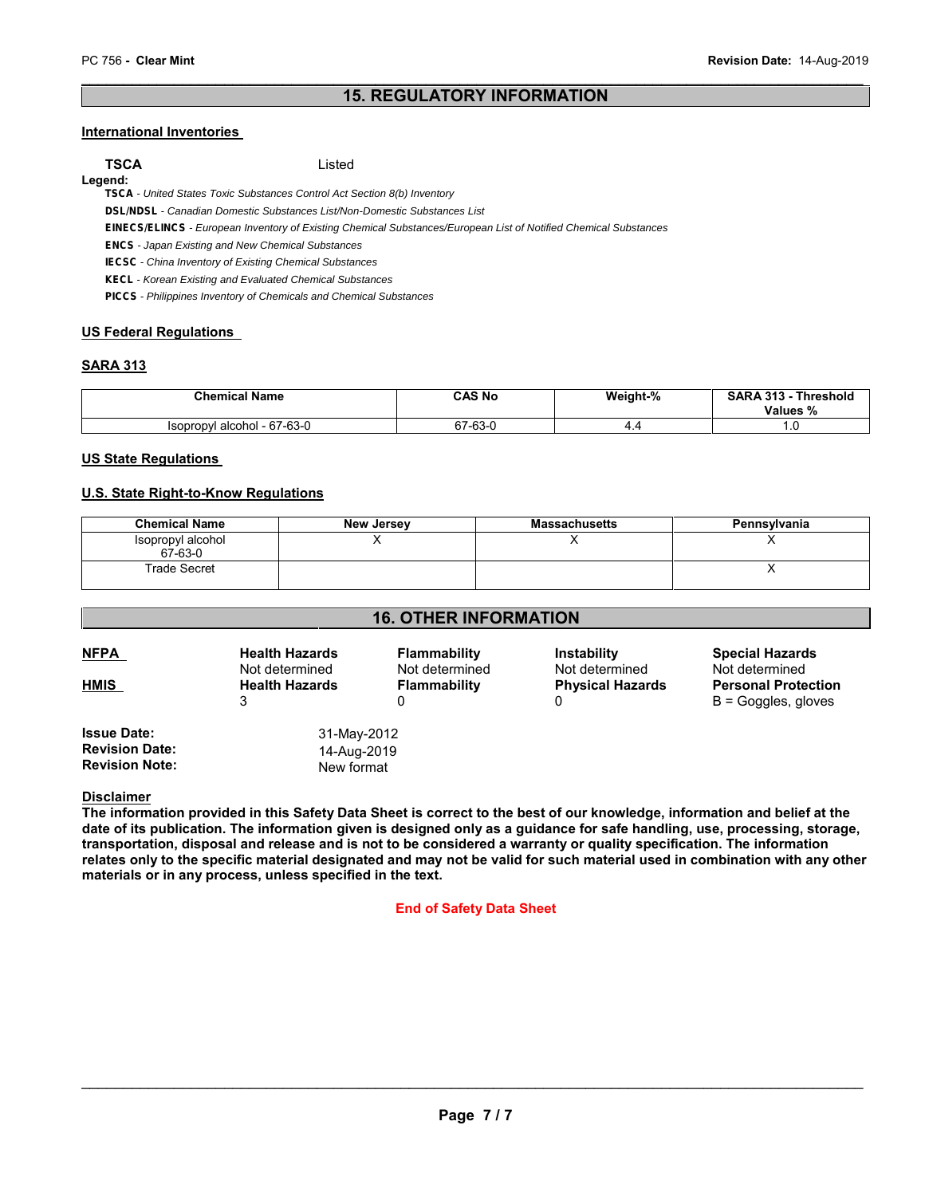## 15. REGULATORY INFORMATION

### International Inventories

**TSCA** Listed

**Legend:**

**TSCA** - *United States Toxic Substances Control Act Section 8(b) Inventory*
**DSL/NDSL** - *Canadian Domestic Substances List/Non-Domestic Substances List*
**EINECS/ELINCS** - *European Inventory of Existing Chemical Substances/European List of Notified Chemical Substances*
**ENCS** - *Japan Existing and New Chemical Substances*
**IECSC** - *China Inventory of Existing Chemical Substances*
**KECL** - *Korean Existing and Evaluated Chemical Substances*
**PICCS** - *Philippines Inventory of Chemicals and Chemical Substances*

### US Federal Regulations

### SARA 313

| Chemical Name | CAS No | Weight-% | SARA 313 - Threshold Values % |
|---|---|---|---|
| Isopropyl alcohol - 67-63-0 | 67-63-0 | 4.4 | 1.0 |

### US State Regulations

### U.S. State Right-to-Know Regulations

| Chemical Name | New Jersey | Massachusetts | Pennsylvania |
|---|---|---|---|
| Isopropyl alcohol 67-63-0 | X | X | X |
| Trade Secret | | | X |

## 16. OTHER INFORMATION

| | | | | |
|---|---|---|---|---|
| **NFPA** | **Health Hazards** Not determined | **Flammability** Not determined | **Instability** Not determined | **Special Hazards** Not determined |
| **HMIS** | **Health Hazards** 3 | **Flammability** 0 | **Physical Hazards** 0 | **Personal Protection** B = Goggles, gloves |

**Issue Date:** 31-May-2012
**Revision Date:** 14-Aug-2019
**Revision Note:** New format

**Disclaimer**

**The information provided in this Safety Data Sheet is correct to the best of our knowledge, information and belief at the date of its publication. The information given is designed only as a guidance for safe handling, use, processing, storage, transportation, disposal and release and is not to be considered a warranty or quality specification. The information relates only to the specific material designated and may not be valid for such material used in combination with any other materials or in any process, unless specified in the text.**

**End of Safety Data Sheet**